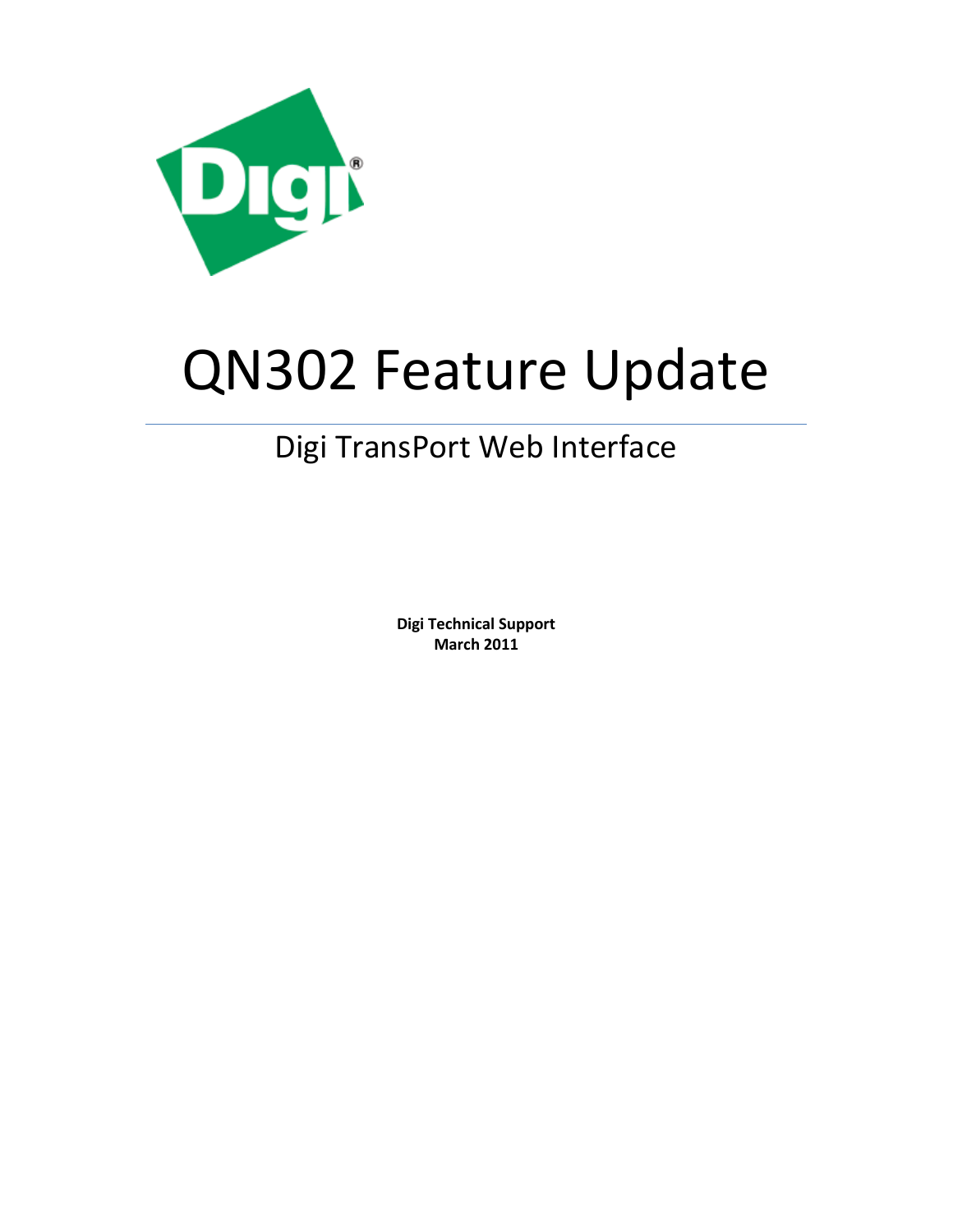# QN302 Feature Update

## Digi TransPort Web Interface

**Digi Technical Support**
**March 2011**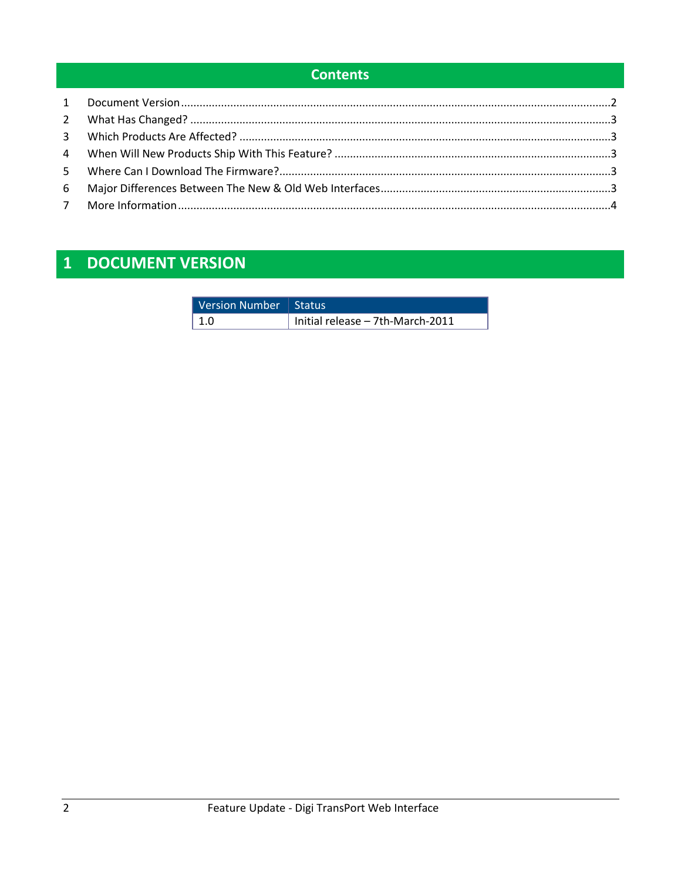## Contents

| | | |
|---|---|---|
| 1 | Document Version | 2 |
| 2 | What Has Changed? | 3 |
| 3 | Which Products Are Affected? | 3 |
| 4 | When Will New Products Ship With This Feature? | 3 |
| 5 | Where Can I Download The Firmware? | 3 |
| 6 | Major Differences Between The New & Old Web Interfaces | 3 |
| 7 | More Information | 4 |

# 1 DOCUMENT VERSION

| Version Number | Status |
|---|---|
| 1.0 | Initial release – 7th-March-2011 |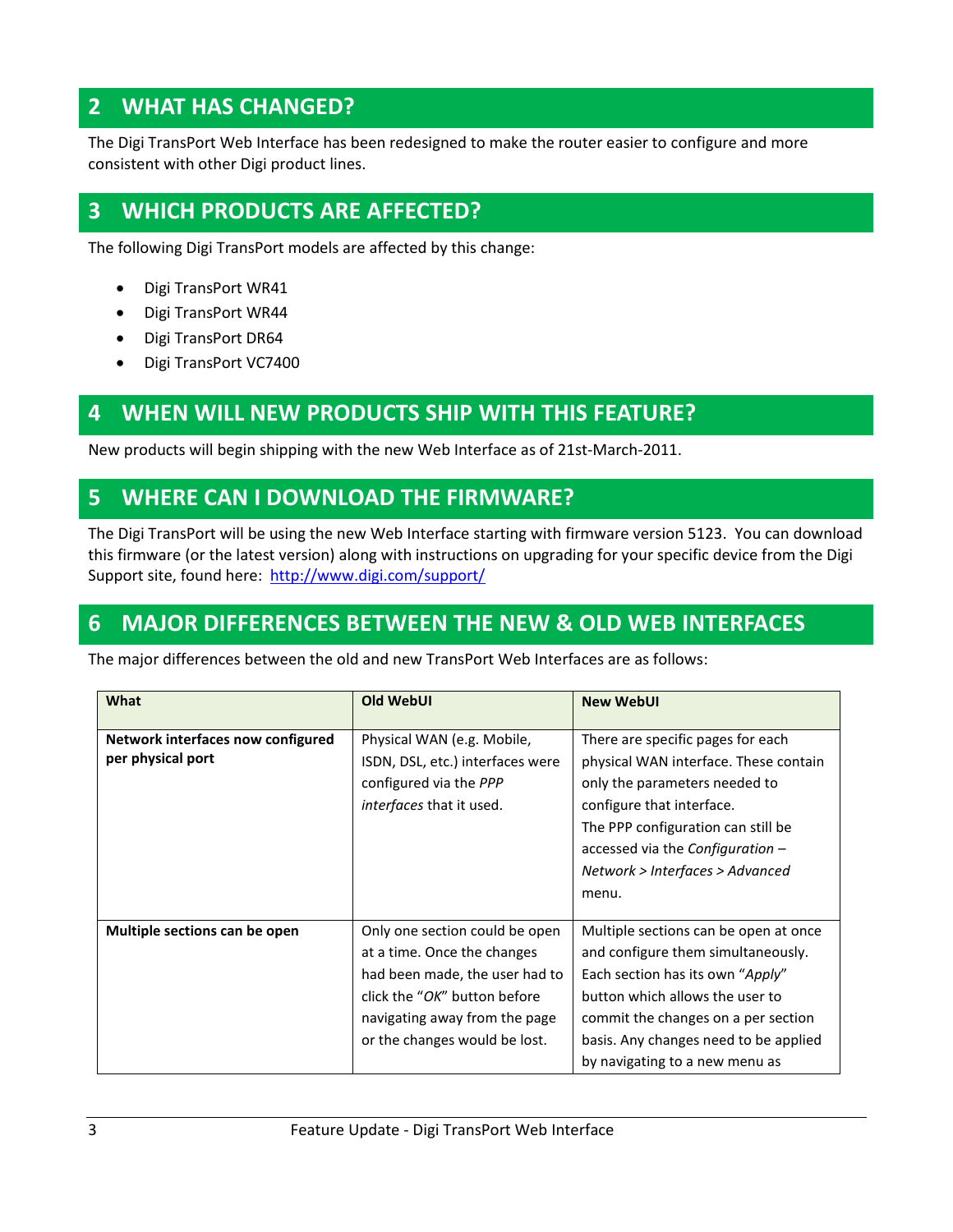## 2 WHAT HAS CHANGED?

The Digi TransPort Web Interface has been redesigned to make the router easier to configure and more consistent with other Digi product lines.

## 3 WHICH PRODUCTS ARE AFFECTED?

The following Digi TransPort models are affected by this change:

- Digi TransPort WR41
- Digi TransPort WR44
- Digi TransPort DR64
- Digi TransPort VC7400

## 4 WHEN WILL NEW PRODUCTS SHIP WITH THIS FEATURE?

New products will begin shipping with the new Web Interface as of 21st-March-2011.

## 5 WHERE CAN I DOWNLOAD THE FIRMWARE?

The Digi TransPort will be using the new Web Interface starting with firmware version 5123. You can download this firmware (or the latest version) along with instructions on upgrading for your specific device from the Digi Support site, found here: http://www.digi.com/support/

## 6 MAJOR DIFFERENCES BETWEEN THE NEW & OLD WEB INTERFACES

The major differences between the old and new TransPort Web Interfaces are as follows:

| What | Old WebUI | New WebUI |
|---|---|---|
| **Network interfaces now configured per physical port** | Physical WAN (e.g. Mobile, ISDN, DSL, etc.) interfaces were configured via the *PPP interfaces* that it used. | There are specific pages for each physical WAN interface. These contain only the parameters needed to configure that interface.<br>The PPP configuration can still be accessed via the *Configuration – Network > Interfaces > Advanced* menu. |
| **Multiple sections can be open** | Only one section could be open at a time. Once the changes had been made, the user had to click the "*OK*" button before navigating away from the page or the changes would be lost. | Multiple sections can be open at once and configure them simultaneously. Each section has its own "*Apply*" button which allows the user to commit the changes on a per section basis. Any changes need to be applied by navigating to a new menu as |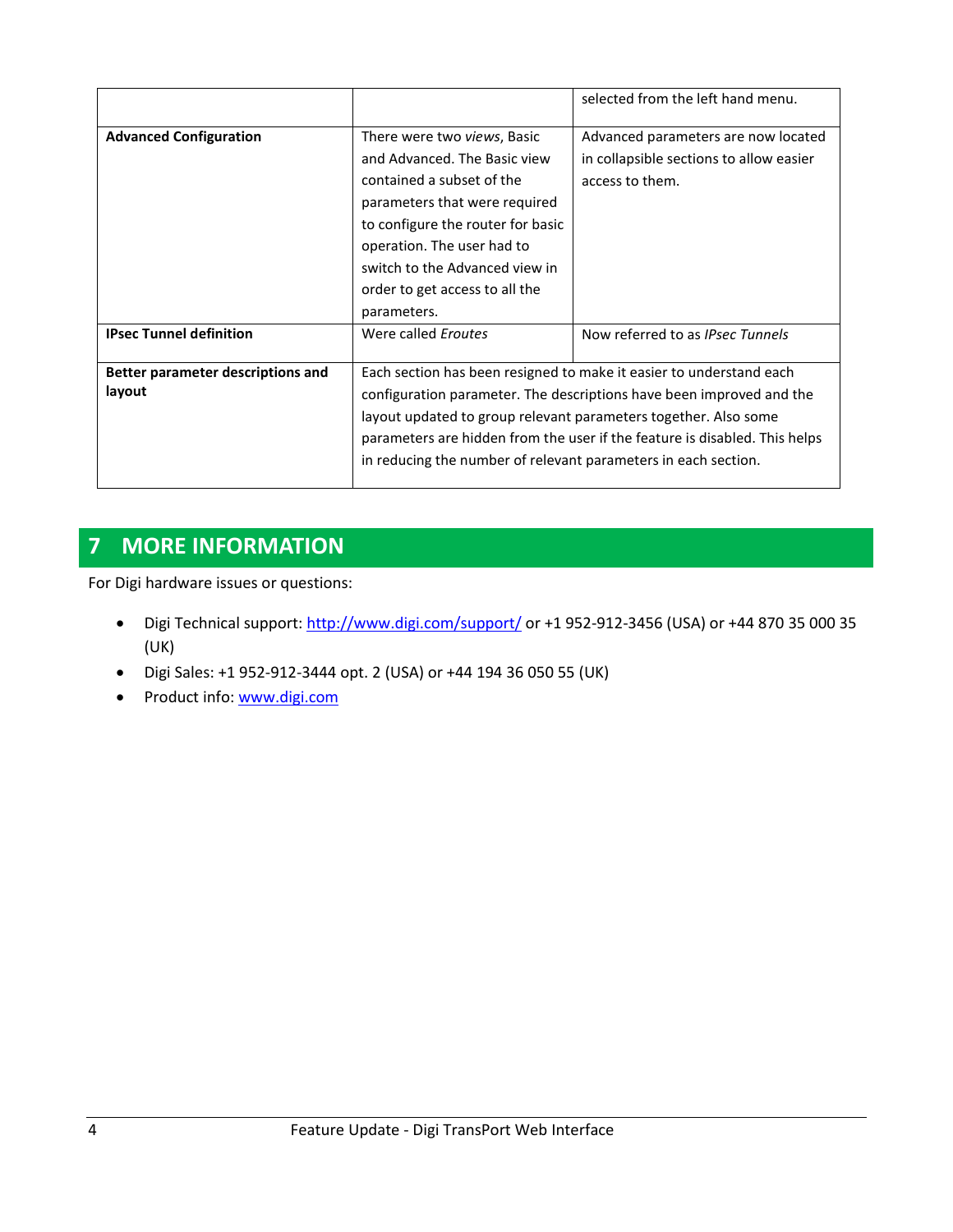| | | |
|---|---|---|
| | | selected from the left hand menu. |
| **Advanced Configuration** | There were two *views*, Basic and Advanced. The Basic view contained a subset of the parameters that were required to configure the router for basic operation. The user had to switch to the Advanced view in order to get access to all the parameters. | Advanced parameters are now located in collapsible sections to allow easier access to them. |
| **IPsec Tunnel definition** | Were called *Eroutes* | Now referred to as *IPsec Tunnels* |
| **Better parameter descriptions and layout** | Each section has been resigned to make it easier to understand each configuration parameter. The descriptions have been improved and the layout updated to group relevant parameters together. Also some parameters are hidden from the user if the feature is disabled. This helps in reducing the number of relevant parameters in each section. | |

# 7 MORE INFORMATION

For Digi hardware issues or questions:

- Digi Technical support: [http://www.digi.com/support/](http://www.digi.com/support/) or +1 952-912-3456 (USA) or +44 870 35 000 35 (UK)
- Digi Sales: +1 952-912-3444 opt. 2 (USA) or +44 194 36 050 55 (UK)
- Product info: [www.digi.com](http://www.digi.com)